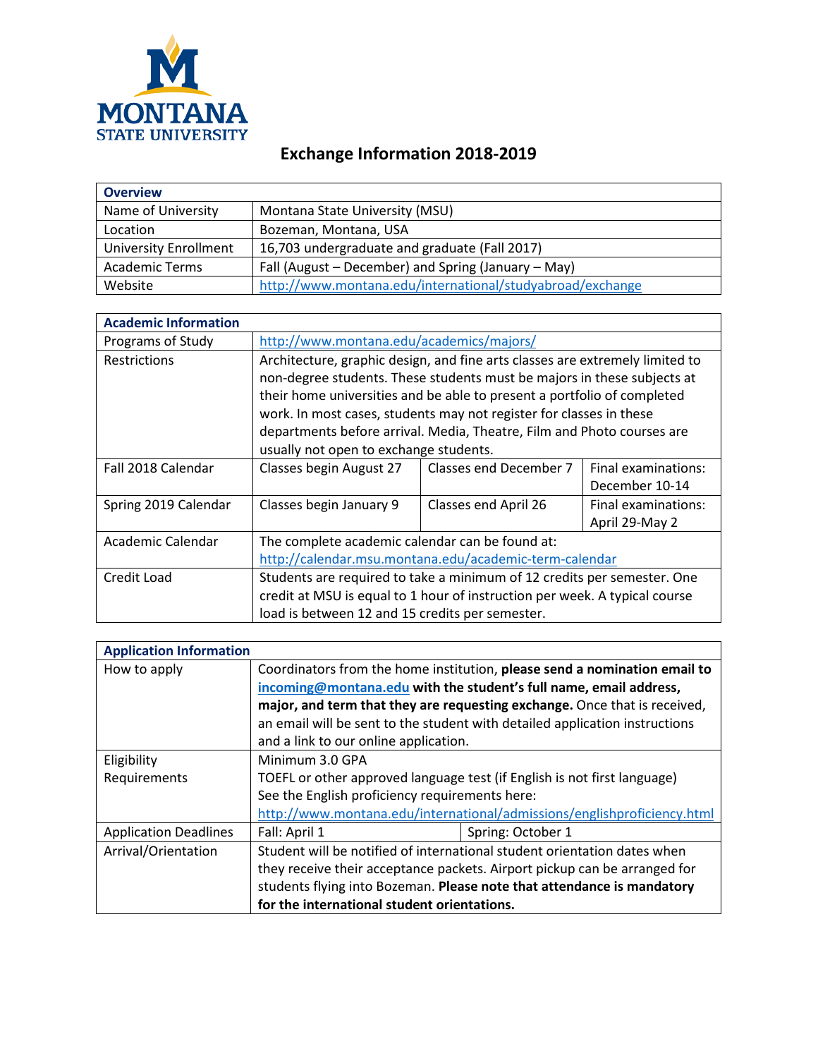MONTANA STATE UNIVERSITY

# Exchange Information 2018-2019

| **Overview** | |
|---|---|
| Name of University | Montana State University (MSU) |
| Location | Bozeman, Montana, USA |
| University Enrollment | 16,703 undergraduate and graduate (Fall 2017) |
| Academic Terms | Fall (August – December) and Spring (January – May) |
| Website | http://www.montana.edu/international/studyabroad/exchange |

| **Academic Information** | | | |
|---|---|---|---|
| Programs of Study | http://www.montana.edu/academics/majors/ | | |
| Restrictions | Architecture, graphic design, and fine arts classes are extremely limited to non-degree students. These students must be majors in these subjects at their home universities and be able to present a portfolio of completed work. In most cases, students may not register for classes in these departments before arrival. Media, Theatre, Film and Photo courses are usually not open to exchange students. | | |
| Fall 2018 Calendar | Classes begin August 27 | Classes end December 7 | Final examinations: December 10-14 |
| Spring 2019 Calendar | Classes begin January 9 | Classes end April 26 | Final examinations: April 29-May 2 |
| Academic Calendar | The complete academic calendar can be found at: http://calendar.msu.montana.edu/academic-term-calendar | | |
| Credit Load | Students are required to take a minimum of 12 credits per semester. One credit at MSU is equal to 1 hour of instruction per week. A typical course load is between 12 and 15 credits per semester. | | |

| **Application Information** | | |
|---|---|---|
| How to apply | Coordinators from the home institution, **please send a nomination email to incoming@montana.edu with the student's full name, email address, major, and term that they are requesting exchange.** Once that is received, an email will be sent to the student with detailed application instructions and a link to our online application. | |
| Eligibility Requirements | Minimum 3.0 GPA<br>TOEFL or other approved language test (if English is not first language)<br>See the English proficiency requirements here: http://www.montana.edu/international/admissions/englishproficiency.html | |
| Application Deadlines | Fall: April 1 | Spring: October 1 |
| Arrival/Orientation | Student will be notified of international student orientation dates when they receive their acceptance packets. Airport pickup can be arranged for students flying into Bozeman. **Please note that attendance is mandatory for the international student orientations.** | |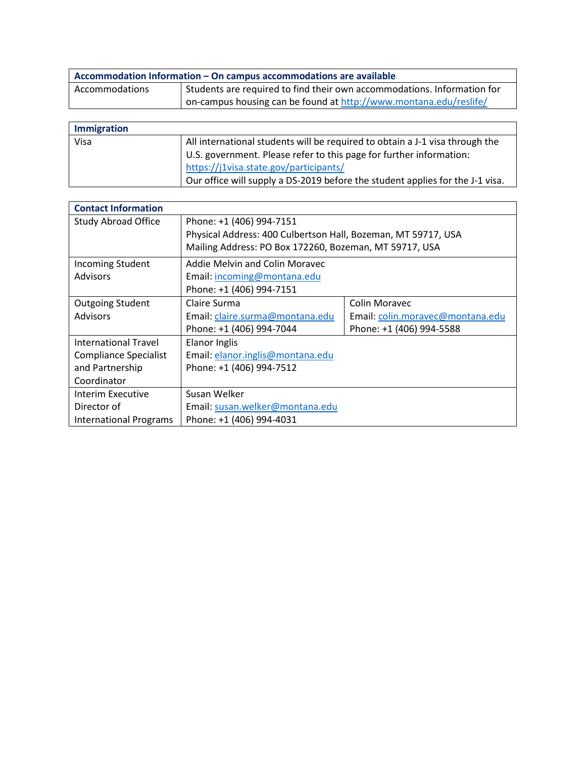| Accommodation Information – On campus accommodations are available | |
|---|---|
| Accommodations | Students are required to find their own accommodations. Information for on-campus housing can be found at http://www.montana.edu/reslife/ |

| Immigration | |
|---|---|
| Visa | All international students will be required to obtain a J-1 visa through the U.S. government. Please refer to this page for further information: https://j1visa.state.gov/participants/ Our office will supply a DS-2019 before the student applies for the J-1 visa. |

| Contact Information | | |
|---|---|---|
| Study Abroad Office | Phone: +1 (406) 994-7151<br>Physical Address: 400 Culbertson Hall, Bozeman, MT 59717, USA<br>Mailing Address: PO Box 172260, Bozeman, MT 59717, USA | |
| Incoming Student Advisors | Addie Melvin and Colin Moravec<br>Email: incoming@montana.edu<br>Phone: +1 (406) 994-7151 | |
| Outgoing Student Advisors | Claire Surma<br>Email: claire.surma@montana.edu<br>Phone: +1 (406) 994-7044 | Colin Moravec<br>Email: colin.moravec@montana.edu<br>Phone: +1 (406) 994-5588 |
| International Travel Compliance Specialist and Partnership Coordinator | Elanor Inglis<br>Email: elanor.inglis@montana.edu<br>Phone: +1 (406) 994-7512 | |
| Interim Executive Director of International Programs | Susan Welker<br>Email: susan.welker@montana.edu<br>Phone: +1 (406) 994-4031 | |